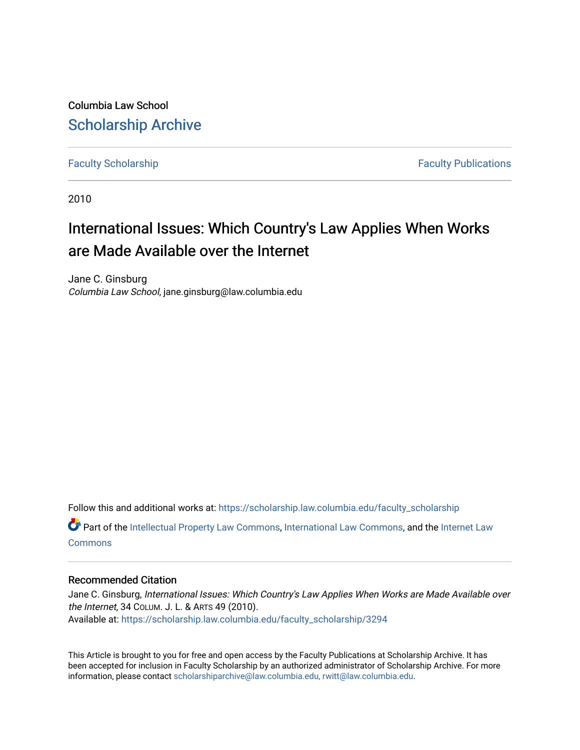Columbia Law School

# Scholarship Archive

Faculty Scholarship | Faculty Publications

2010

# International Issues: Which Country's Law Applies When Works are Made Available over the Internet

Jane C. Ginsburg
*Columbia Law School*, jane.ginsburg@law.columbia.edu

Follow this and additional works at: https://scholarship.law.columbia.edu/faculty_scholarship

Part of the Intellectual Property Law Commons, International Law Commons, and the Internet Law Commons

## Recommended Citation

Jane C. Ginsburg, *International Issues: Which Country's Law Applies When Works are Made Available over the Internet*, 34 COLUM. J. L. & ARTS 49 (2010).
Available at: https://scholarship.law.columbia.edu/faculty_scholarship/3294

This Article is brought to you for free and open access by the Faculty Publications at Scholarship Archive. It has been accepted for inclusion in Faculty Scholarship by an authorized administrator of Scholarship Archive. For more information, please contact scholarshiparchive@law.columbia.edu, rwitt@law.columbia.edu.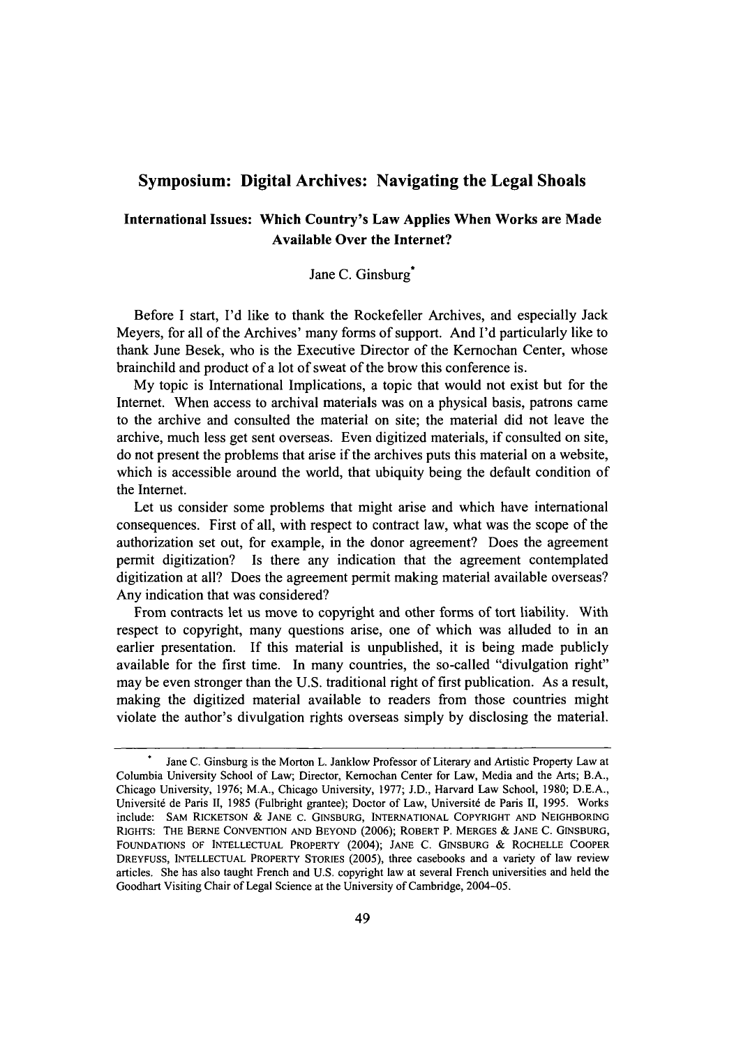# Symposium: Digital Archives: Navigating the Legal Shoals

## International Issues: Which Country's Law Applies When Works are Made Available Over the Internet?

Jane C. Ginsburg[*]

Before I start, I'd like to thank the Rockefeller Archives, and especially Jack Meyers, for all of the Archives' many forms of support. And I'd particularly like to thank June Besek, who is the Executive Director of the Kernochan Center, whose brainchild and product of a lot of sweat of the brow this conference is.

My topic is International Implications, a topic that would not exist but for the Internet. When access to archival materials was on a physical basis, patrons came to the archive and consulted the material on site; the material did not leave the archive, much less get sent overseas. Even digitized materials, if consulted on site, do not present the problems that arise if the archives puts this material on a website, which is accessible around the world, that ubiquity being the default condition of the Internet.

Let us consider some problems that might arise and which have international consequences. First of all, with respect to contract law, what was the scope of the authorization set out, for example, in the donor agreement? Does the agreement permit digitization? Is there any indication that the agreement contemplated digitization at all? Does the agreement permit making material available overseas? Any indication that was considered?

From contracts let us move to copyright and other forms of tort liability. With respect to copyright, many questions arise, one of which was alluded to in an earlier presentation. If this material is unpublished, it is being made publicly available for the first time. In many countries, the so-called "divulgation right" may be even stronger than the U.S. traditional right of first publication. As a result, making the digitized material available to readers from those countries might violate the author's divulgation rights overseas simply by disclosing the material.

---

[*] Jane C. Ginsburg is the Morton L. Janklow Professor of Literary and Artistic Property Law at Columbia University School of Law; Director, Kernochan Center for Law, Media and the Arts; B.A., Chicago University, 1976; M.A., Chicago University, 1977; J.D., Harvard Law School, 1980; D.E.A., Université de Paris II, 1985 (Fulbright grantee); Doctor of Law, Université de Paris II, 1995. Works include: SAM RICKETSON & JANE C. GINSBURG, INTERNATIONAL COPYRIGHT AND NEIGHBORING RIGHTS: THE BERNE CONVENTION AND BEYOND (2006); ROBERT P. MERGES & JANE C. GINSBURG, FOUNDATIONS OF INTELLECTUAL PROPERTY (2004); JANE C. GINSBURG & ROCHELLE COOPER DREYFUSS, INTELLECTUAL PROPERTY STORIES (2005), three casebooks and a variety of law review articles. She has also taught French and U.S. copyright law at several French universities and held the Goodhart Visiting Chair of Legal Science at the University of Cambridge, 2004–05.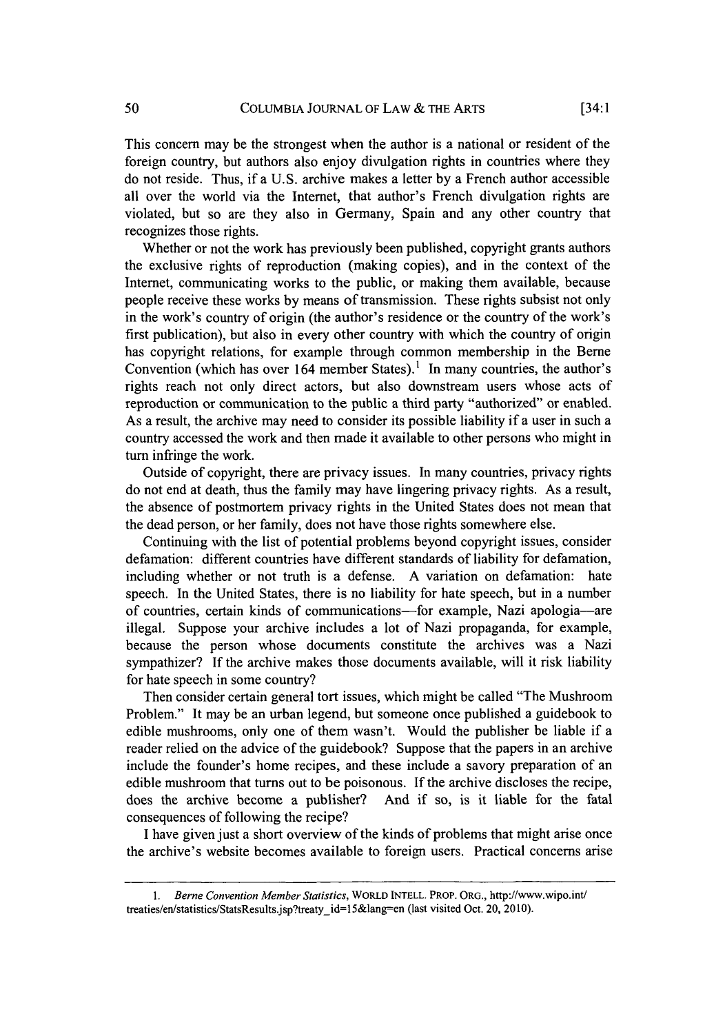This concern may be the strongest when the author is a national or resident of the foreign country, but authors also enjoy divulgation rights in countries where they do not reside. Thus, if a U.S. archive makes a letter by a French author accessible all over the world via the Internet, that author's French divulgation rights are violated, but so are they also in Germany, Spain and any other country that recognizes those rights.

Whether or not the work has previously been published, copyright grants authors the exclusive rights of reproduction (making copies), and in the context of the Internet, communicating works to the public, or making them available, because people receive these works by means of transmission. These rights subsist not only in the work's country of origin (the author's residence or the country of the work's first publication), but also in every other country with which the country of origin has copyright relations, for example through common membership in the Berne Convention (which has over 164 member States).[1] In many countries, the author's rights reach not only direct actors, but also downstream users whose acts of reproduction or communication to the public a third party "authorized" or enabled. As a result, the archive may need to consider its possible liability if a user in such a country accessed the work and then made it available to other persons who might in turn infringe the work.

Outside of copyright, there are privacy issues. In many countries, privacy rights do not end at death, thus the family may have lingering privacy rights. As a result, the absence of postmortem privacy rights in the United States does not mean that the dead person, or her family, does not have those rights somewhere else.

Continuing with the list of potential problems beyond copyright issues, consider defamation: different countries have different standards of liability for defamation, including whether or not truth is a defense. A variation on defamation: hate speech. In the United States, there is no liability for hate speech, but in a number of countries, certain kinds of communications—for example, Nazi apologia—are illegal. Suppose your archive includes a lot of Nazi propaganda, for example, because the person whose documents constitute the archives was a Nazi sympathizer? If the archive makes those documents available, will it risk liability for hate speech in some country?

Then consider certain general tort issues, which might be called "The Mushroom Problem." It may be an urban legend, but someone once published a guidebook to edible mushrooms, only one of them wasn't. Would the publisher be liable if a reader relied on the advice of the guidebook? Suppose that the papers in an archive include the founder's home recipes, and these include a savory preparation of an edible mushroom that turns out to be poisonous. If the archive discloses the recipe, does the archive become a publisher? And if so, is it liable for the fatal consequences of following the recipe?

I have given just a short overview of the kinds of problems that might arise once the archive's website becomes available to foreign users. Practical concerns arise

---

1. *Berne Convention Member Statistics*, WORLD INTELL. PROP. ORG., http://www.wipo.int/treaties/en/statistics/StatsResults.jsp?treaty_id=15&lang=en (last visited Oct. 20, 2010).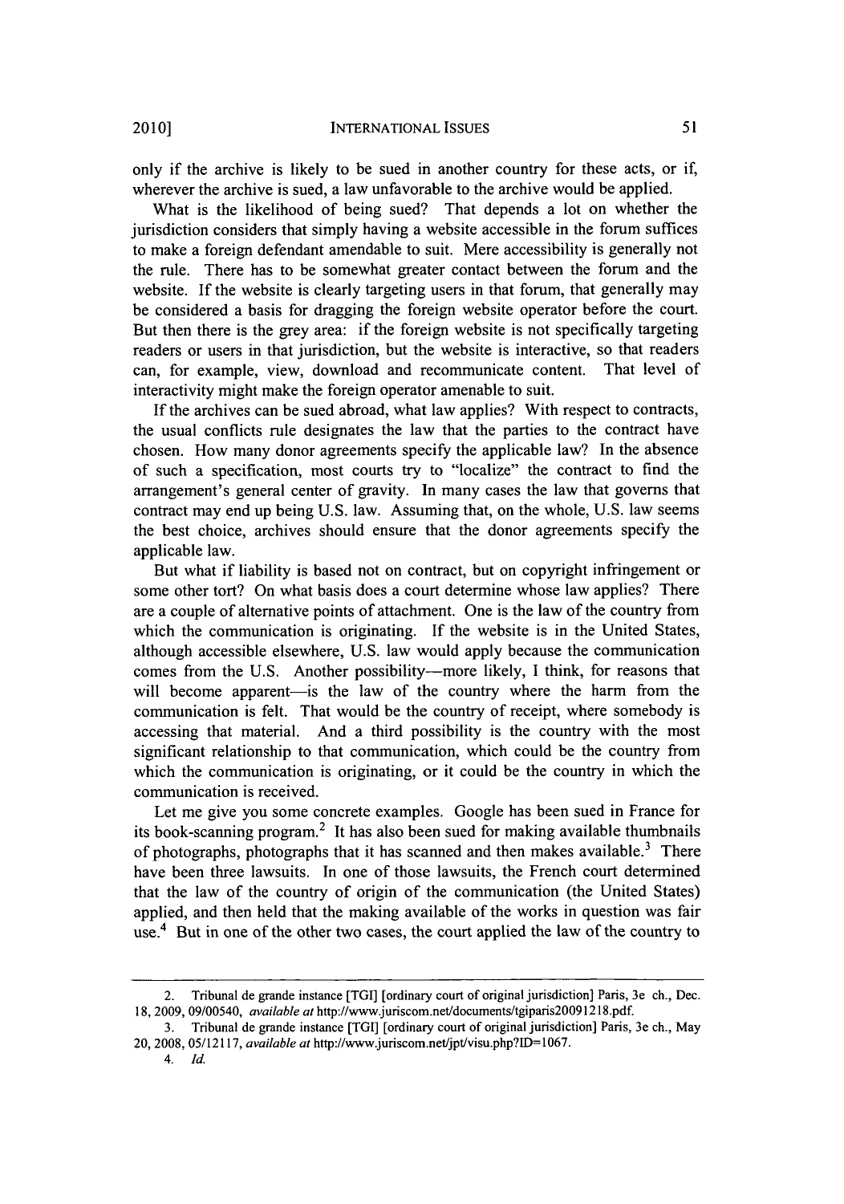only if the archive is likely to be sued in another country for these acts, or if, wherever the archive is sued, a law unfavorable to the archive would be applied.

What is the likelihood of being sued? That depends a lot on whether the jurisdiction considers that simply having a website accessible in the forum suffices to make a foreign defendant amendable to suit. Mere accessibility is generally not the rule. There has to be somewhat greater contact between the forum and the website. If the website is clearly targeting users in that forum, that generally may be considered a basis for dragging the foreign website operator before the court. But then there is the grey area: if the foreign website is not specifically targeting readers or users in that jurisdiction, but the website is interactive, so that readers can, for example, view, download and recommunicate content. That level of interactivity might make the foreign operator amenable to suit.

If the archives can be sued abroad, what law applies? With respect to contracts, the usual conflicts rule designates the law that the parties to the contract have chosen. How many donor agreements specify the applicable law? In the absence of such a specification, most courts try to "localize" the contract to find the arrangement's general center of gravity. In many cases the law that governs that contract may end up being U.S. law. Assuming that, on the whole, U.S. law seems the best choice, archives should ensure that the donor agreements specify the applicable law.

But what if liability is based not on contract, but on copyright infringement or some other tort? On what basis does a court determine whose law applies? There are a couple of alternative points of attachment. One is the law of the country from which the communication is originating. If the website is in the United States, although accessible elsewhere, U.S. law would apply because the communication comes from the U.S. Another possibility—more likely, I think, for reasons that will become apparent—is the law of the country where the harm from the communication is felt. That would be the country of receipt, where somebody is accessing that material. And a third possibility is the country with the most significant relationship to that communication, which could be the country from which the communication is originating, or it could be the country in which the communication is received.

Let me give you some concrete examples. Google has been sued in France for its book-scanning program.[2] It has also been sued for making available thumbnails of photographs, photographs that it has scanned and then makes available.[3] There have been three lawsuits. In one of those lawsuits, the French court determined that the law of the country of origin of the communication (the United States) applied, and then held that the making available of the works in question was fair use.[4] But in one of the other two cases, the court applied the law of the country to

---

2. Tribunal de grande instance [TGI] [ordinary court of original jurisdiction] Paris, 3e ch., Dec. 18, 2009, 09/00540, *available at* http://www.juriscom.net/documents/tgiparis20091218.pdf.

3. Tribunal de grande instance [TGI] [ordinary court of original jurisdiction] Paris, 3e ch., May 20, 2008, 05/12117, *available at* http://www.juriscom.net/jpt/visu.php?ID=1067.

4. *Id.*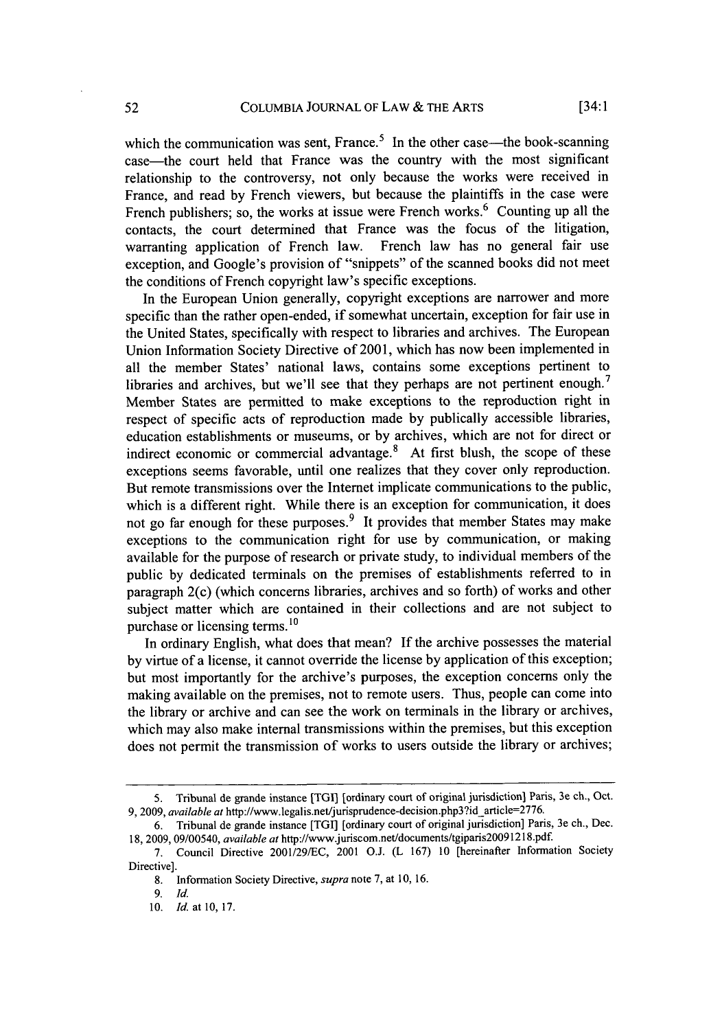which the communication was sent, France.[5] In the other case—the book-scanning case—the court held that France was the country with the most significant relationship to the controversy, not only because the works were received in France, and read by French viewers, but because the plaintiffs in the case were French publishers; so, the works at issue were French works.[6] Counting up all the contacts, the court determined that France was the focus of the litigation, warranting application of French law. French law has no general fair use exception, and Google's provision of "snippets" of the scanned books did not meet the conditions of French copyright law's specific exceptions.

In the European Union generally, copyright exceptions are narrower and more specific than the rather open-ended, if somewhat uncertain, exception for fair use in the United States, specifically with respect to libraries and archives. The European Union Information Society Directive of 2001, which has now been implemented in all the member States' national laws, contains some exceptions pertinent to libraries and archives, but we'll see that they perhaps are not pertinent enough.[7] Member States are permitted to make exceptions to the reproduction right in respect of specific acts of reproduction made by publically accessible libraries, education establishments or museums, or by archives, which are not for direct or indirect economic or commercial advantage.[8] At first blush, the scope of these exceptions seems favorable, until one realizes that they cover only reproduction. But remote transmissions over the Internet implicate communications to the public, which is a different right. While there is an exception for communication, it does not go far enough for these purposes.[9] It provides that member States may make exceptions to the communication right for use by communication, or making available for the purpose of research or private study, to individual members of the public by dedicated terminals on the premises of establishments referred to in paragraph 2(c) (which concerns libraries, archives and so forth) of works and other subject matter which are contained in their collections and are not subject to purchase or licensing terms.[10]

In ordinary English, what does that mean? If the archive possesses the material by virtue of a license, it cannot override the license by application of this exception; but most importantly for the archive's purposes, the exception concerns only the making available on the premises, not to remote users. Thus, people can come into the library or archive and can see the work on terminals in the library or archives, which may also make internal transmissions within the premises, but this exception does not permit the transmission of works to users outside the library or archives;

---

5. Tribunal de grande instance [TGI] [ordinary court of original jurisdiction] Paris, 3e ch., Oct. 9, 2009, *available at* http://www.legalis.net/jurisprudence-decision.php3?id_article=2776.

6. Tribunal de grande instance [TGI] [ordinary court of original jurisdiction] Paris, 3e ch., Dec. 18, 2009, 09/00540, *available at* http://www.juriscom.net/documents/tgiparis20091218.pdf.

7. Council Directive 2001/29/EC, 2001 O.J. (L 167) 10 [hereinafter Information Society Directive].

8. Information Society Directive, *supra* note 7, at 10, 16.

9. *Id.*

10. *Id.* at 10, 17.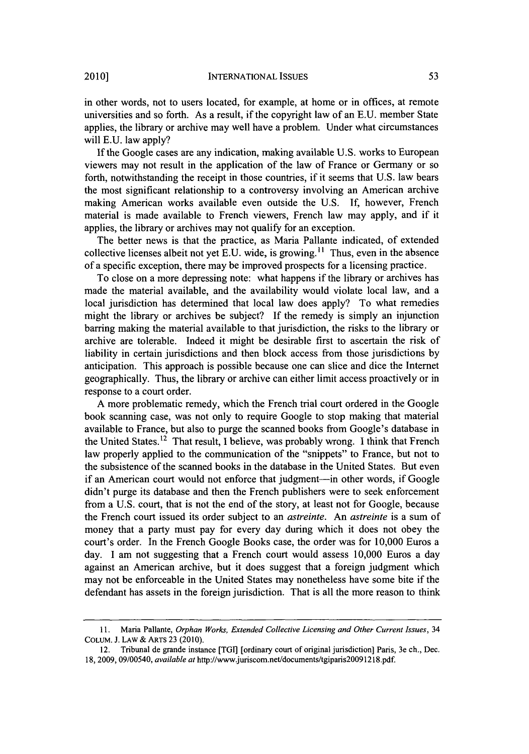in other words, not to users located, for example, at home or in offices, at remote universities and so forth. As a result, if the copyright law of an E.U. member State applies, the library or archive may well have a problem. Under what circumstances will E.U. law apply?

If the Google cases are any indication, making available U.S. works to European viewers may not result in the application of the law of France or Germany or so forth, notwithstanding the receipt in those countries, if it seems that U.S. law bears the most significant relationship to a controversy involving an American archive making American works available even outside the U.S. If, however, French material is made available to French viewers, French law may apply, and if it applies, the library or archives may not qualify for an exception.

The better news is that the practice, as Maria Pallante indicated, of extended collective licenses albeit not yet E.U. wide, is growing.[11] Thus, even in the absence of a specific exception, there may be improved prospects for a licensing practice.

To close on a more depressing note: what happens if the library or archives has made the material available, and the availability would violate local law, and a local jurisdiction has determined that local law does apply? To what remedies might the library or archives be subject? If the remedy is simply an injunction barring making the material available to that jurisdiction, the risks to the library or archive are tolerable. Indeed it might be desirable first to ascertain the risk of liability in certain jurisdictions and then block access from those jurisdictions by anticipation. This approach is possible because one can slice and dice the Internet geographically. Thus, the library or archive can either limit access proactively or in response to a court order.

A more problematic remedy, which the French trial court ordered in the Google book scanning case, was not only to require Google to stop making that material available to France, but also to purge the scanned books from Google's database in the United States.[12] That result, I believe, was probably wrong. I think that French law properly applied to the communication of the "snippets" to France, but not to the subsistence of the scanned books in the database in the United States. But even if an American court would not enforce that judgment—in other words, if Google didn't purge its database and then the French publishers were to seek enforcement from a U.S. court, that is not the end of the story, at least not for Google, because the French court issued its order subject to an *astreinte*. An *astreinte* is a sum of money that a party must pay for every day during which it does not obey the court's order. In the French Google Books case, the order was for 10,000 Euros a day. I am not suggesting that a French court would assess 10,000 Euros a day against an American archive, but it does suggest that a foreign judgment which may not be enforceable in the United States may nonetheless have some bite if the defendant has assets in the foreign jurisdiction. That is all the more reason to think

---

11. Maria Pallante, *Orphan Works, Extended Collective Licensing and Other Current Issues*, 34 COLUM. J. LAW & ARTS 23 (2010).

12. Tribunal de grande instance [TGI] [ordinary court of original jurisdiction] Paris, 3e ch., Dec. 18, 2009, 09/00540, *available at* http://www.juriscom.net/documents/tgiparis20091218.pdf.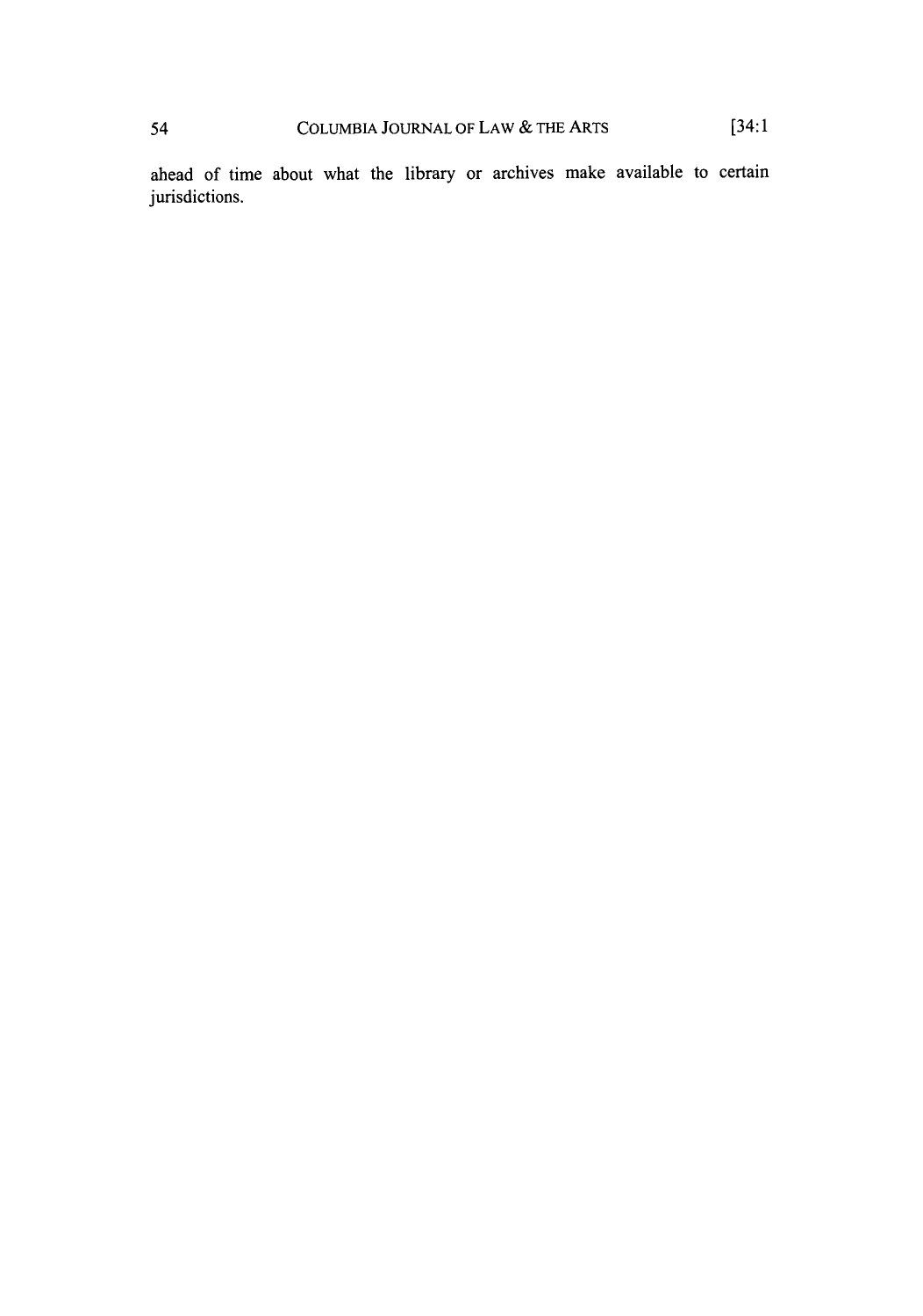ahead of time about what the library or archives make available to certain jurisdictions.